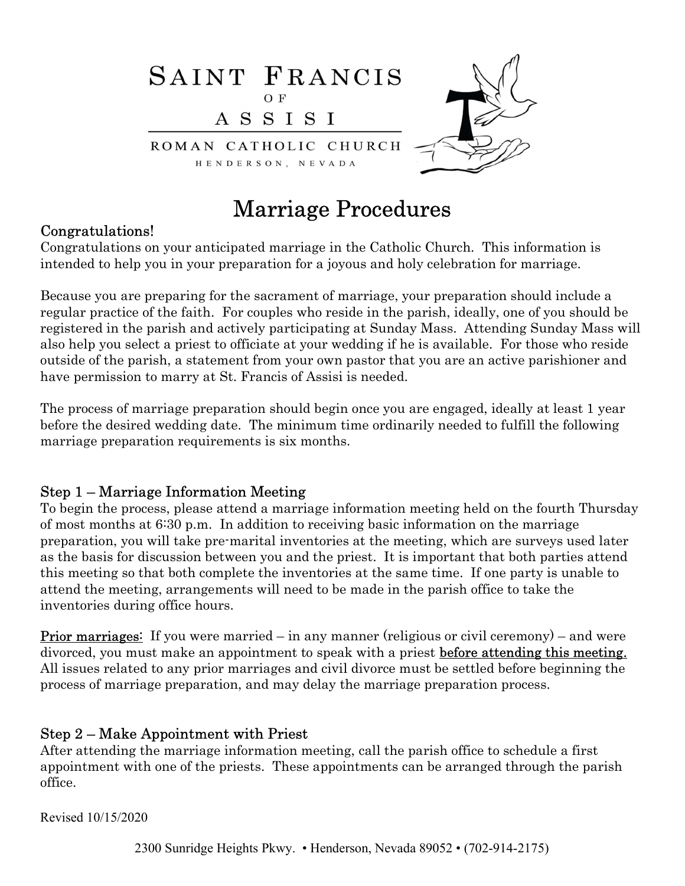# Saint Francis of Assisi

Roman Catholic Church

Henderson, Nevada

# Marriage Procedures

## Congratulations!

Congratulations on your anticipated marriage in the Catholic Church. This information is intended to help you in your preparation for a joyous and holy celebration for marriage.

Because you are preparing for the sacrament of marriage, your preparation should include a regular practice of the faith. For couples who reside in the parish, ideally, one of you should be registered in the parish and actively participating at Sunday Mass. Attending Sunday Mass will also help you select a priest to officiate at your wedding if he is available. For those who reside outside of the parish, a statement from your own pastor that you are an active parishioner and have permission to marry at St. Francis of Assisi is needed.

The process of marriage preparation should begin once you are engaged, ideally at least 1 year before the desired wedding date. The minimum time ordinarily needed to fulfill the following marriage preparation requirements is six months.

## Step 1 – Marriage Information Meeting

To begin the process, please attend a marriage information meeting held on the fourth Thursday of most months at 6:30 p.m. In addition to receiving basic information on the marriage preparation, you will take pre-marital inventories at the meeting, which are surveys used later as the basis for discussion between you and the priest. It is important that both parties attend this meeting so that both complete the inventories at the same time. If one party is unable to attend the meeting, arrangements will need to be made in the parish office to take the inventories during office hours.

<u>Prior marriages</u>: If you were married – in any manner (religious or civil ceremony) – and were divorced, you must make an appointment to speak with a priest <u>before attending this meeting.</u> All issues related to any prior marriages and civil divorce must be settled before beginning the process of marriage preparation, and may delay the marriage preparation process.

## Step 2 – Make Appointment with Priest

After attending the marriage information meeting, call the parish office to schedule a first appointment with one of the priests. These appointments can be arranged through the parish office.

Revised 10/15/2020

2300 Sunridge Heights Pkwy. • Henderson, Nevada 89052 • (702-914-2175)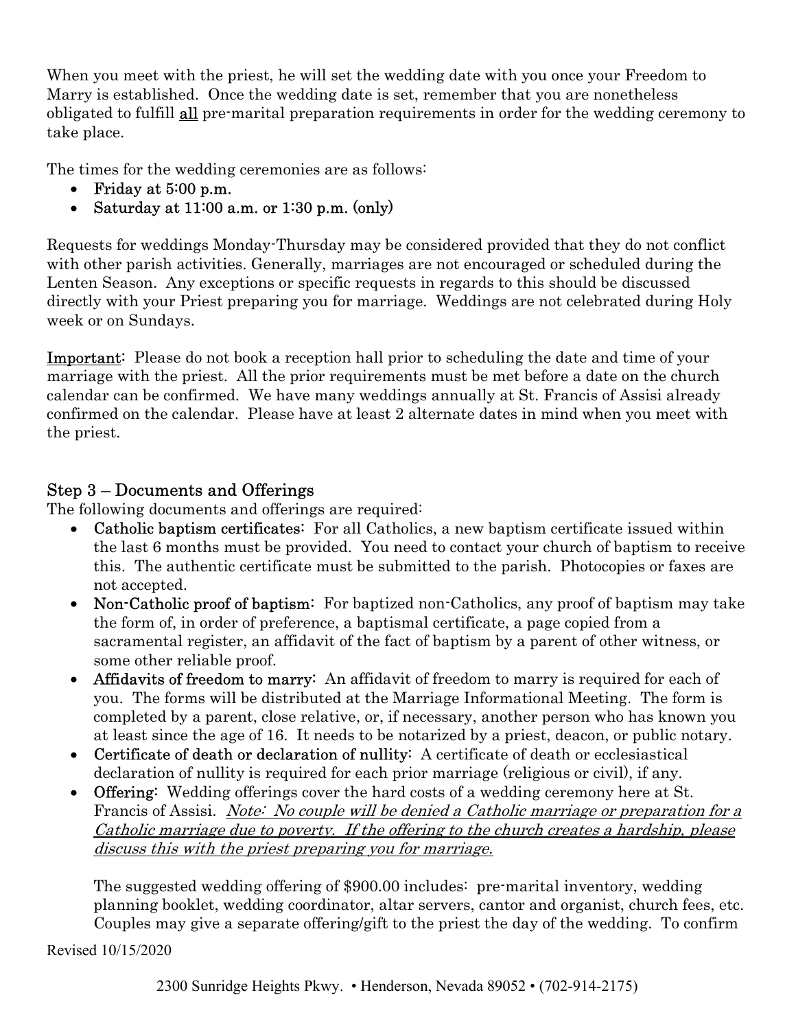When you meet with the priest, he will set the wedding date with you once your Freedom to Marry is established. Once the wedding date is set, remember that you are nonetheless obligated to fulfill <u>all</u> pre-marital preparation requirements in order for the wedding ceremony to take place.

The times for the wedding ceremonies are as follows:

- **Friday at 5:00 p.m.**
- **Saturday at 11:00 a.m. or 1:30 p.m. (only)**

Requests for weddings Monday-Thursday may be considered provided that they do not conflict with other parish activities. Generally, marriages are not encouraged or scheduled during the Lenten Season. Any exceptions or specific requests in regards to this should be discussed directly with your Priest preparing you for marriage. Weddings are not celebrated during Holy week or on Sundays.

<u>**Important**</u>: Please do not book a reception hall prior to scheduling the date and time of your marriage with the priest. All the prior requirements must be met before a date on the church calendar can be confirmed. We have many weddings annually at St. Francis of Assisi already confirmed on the calendar. Please have at least 2 alternate dates in mind when you meet with the priest.

## Step 3 – Documents and Offerings

The following documents and offerings are required:

- **Catholic baptism certificates**: For all Catholics, a new baptism certificate issued within the last 6 months must be provided. You need to contact your church of baptism to receive this. The authentic certificate must be submitted to the parish. Photocopies or faxes are not accepted.
- **Non-Catholic proof of baptism**: For baptized non-Catholics, any proof of baptism may take the form of, in order of preference, a baptismal certificate, a page copied from a sacramental register, an affidavit of the fact of baptism by a parent of other witness, or some other reliable proof.
- **Affidavits of freedom to marry**: An affidavit of freedom to marry is required for each of you. The forms will be distributed at the Marriage Informational Meeting. The form is completed by a parent, close relative, or, if necessary, another person who has known you at least since the age of 16. It needs to be notarized by a priest, deacon, or public notary.
- **Certificate of death or declaration of nullity**: A certificate of death or ecclesiastical declaration of nullity is required for each prior marriage (religious or civil), if any.
- **Offering**: Wedding offerings cover the hard costs of a wedding ceremony here at St. Francis of Assisi. <u>*Note: No couple will be denied a Catholic marriage or preparation for a Catholic marriage due to poverty. If the offering to the church creates a hardship, please discuss this with the priest preparing you for marriage.*</u>

  The suggested wedding offering of $900.00 includes: pre-marital inventory, wedding planning booklet, wedding coordinator, altar servers, cantor and organist, church fees, etc. Couples may give a separate offering/gift to the priest the day of the wedding. To confirm

Revised 10/15/2020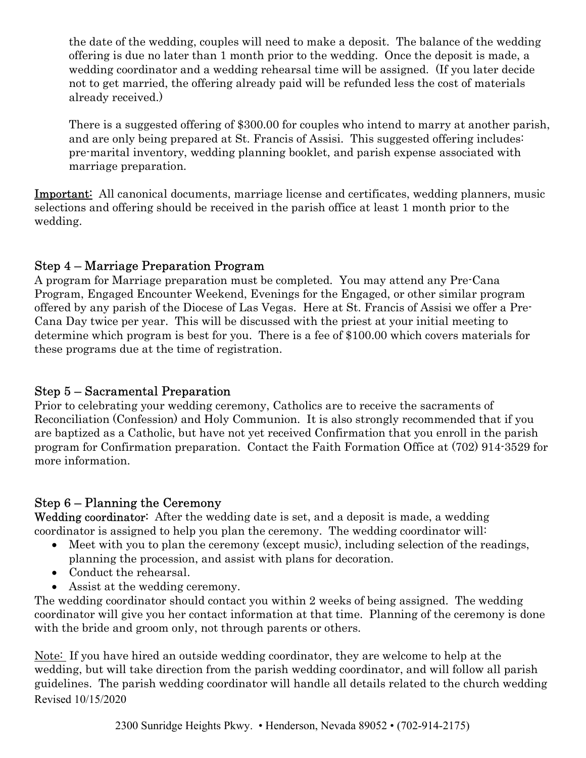the date of the wedding, couples will need to make a deposit. The balance of the wedding offering is due no later than 1 month prior to the wedding. Once the deposit is made, a wedding coordinator and a wedding rehearsal time will be assigned. (If you later decide not to get married, the offering already paid will be refunded less the cost of materials already received.)

There is a suggested offering of $300.00 for couples who intend to marry at another parish, and are only being prepared at St. Francis of Assisi. This suggested offering includes: pre-marital inventory, wedding planning booklet, and parish expense associated with marriage preparation.

Important: All canonical documents, marriage license and certificates, wedding planners, music selections and offering should be received in the parish office at least 1 month prior to the wedding.

## Step 4 – Marriage Preparation Program

A program for Marriage preparation must be completed. You may attend any Pre-Cana Program, Engaged Encounter Weekend, Evenings for the Engaged, or other similar program offered by any parish of the Diocese of Las Vegas. Here at St. Francis of Assisi we offer a Pre-Cana Day twice per year. This will be discussed with the priest at your initial meeting to determine which program is best for you. There is a fee of $100.00 which covers materials for these programs due at the time of registration.

## Step 5 – Sacramental Preparation

Prior to celebrating your wedding ceremony, Catholics are to receive the sacraments of Reconciliation (Confession) and Holy Communion. It is also strongly recommended that if you are baptized as a Catholic, but have not yet received Confirmation that you enroll in the parish program for Confirmation preparation. Contact the Faith Formation Office at (702) 914-3529 for more information.

## Step 6 – Planning the Ceremony

**Wedding coordinator:** After the wedding date is set, and a deposit is made, a wedding coordinator is assigned to help you plan the ceremony. The wedding coordinator will:

- Meet with you to plan the ceremony (except music), including selection of the readings, planning the procession, and assist with plans for decoration.
- Conduct the rehearsal.
- Assist at the wedding ceremony.

The wedding coordinator should contact you within 2 weeks of being assigned. The wedding coordinator will give you her contact information at that time. Planning of the ceremony is done with the bride and groom only, not through parents or others.

Note: If you have hired an outside wedding coordinator, they are welcome to help at the wedding, but will take direction from the parish wedding coordinator, and will follow all parish guidelines. The parish wedding coordinator will handle all details related to the church wedding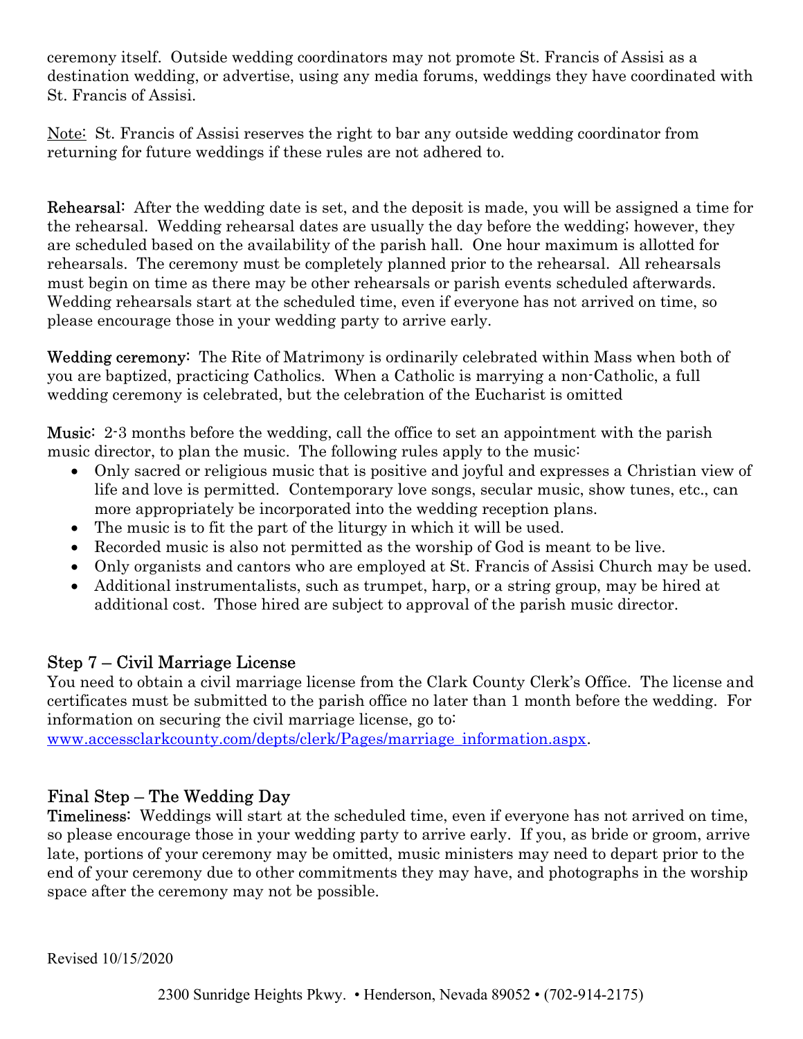ceremony itself. Outside wedding coordinators may not promote St. Francis of Assisi as a destination wedding, or advertise, using any media forums, weddings they have coordinated with St. Francis of Assisi.

Note: St. Francis of Assisi reserves the right to bar any outside wedding coordinator from returning for future weddings if these rules are not adhered to.

**Rehearsal:** After the wedding date is set, and the deposit is made, you will be assigned a time for the rehearsal. Wedding rehearsal dates are usually the day before the wedding; however, they are scheduled based on the availability of the parish hall. One hour maximum is allotted for rehearsals. The ceremony must be completely planned prior to the rehearsal. All rehearsals must begin on time as there may be other rehearsals or parish events scheduled afterwards. Wedding rehearsals start at the scheduled time, even if everyone has not arrived on time, so please encourage those in your wedding party to arrive early.

**Wedding ceremony:** The Rite of Matrimony is ordinarily celebrated within Mass when both of you are baptized, practicing Catholics. When a Catholic is marrying a non-Catholic, a full wedding ceremony is celebrated, but the celebration of the Eucharist is omitted

**Music:** 2-3 months before the wedding, call the office to set an appointment with the parish music director, to plan the music. The following rules apply to the music:

- Only sacred or religious music that is positive and joyful and expresses a Christian view of life and love is permitted. Contemporary love songs, secular music, show tunes, etc., can more appropriately be incorporated into the wedding reception plans.
- The music is to fit the part of the liturgy in which it will be used.
- Recorded music is also not permitted as the worship of God is meant to be live.
- Only organists and cantors who are employed at St. Francis of Assisi Church may be used.
- Additional instrumentalists, such as trumpet, harp, or a string group, may be hired at additional cost. Those hired are subject to approval of the parish music director.

## Step 7 – Civil Marriage License

You need to obtain a civil marriage license from the Clark County Clerk's Office. The license and certificates must be submitted to the parish office no later than 1 month before the wedding. For information on securing the civil marriage license, go to: www.accessclarkcounty.com/depts/clerk/Pages/marriage_information.aspx.

## Final Step – The Wedding Day

**Timeliness:** Weddings will start at the scheduled time, even if everyone has not arrived on time, so please encourage those in your wedding party to arrive early. If you, as bride or groom, arrive late, portions of your ceremony may be omitted, music ministers may need to depart prior to the end of your ceremony due to other commitments they may have, and photographs in the worship space after the ceremony may not be possible.

Revised 10/15/2020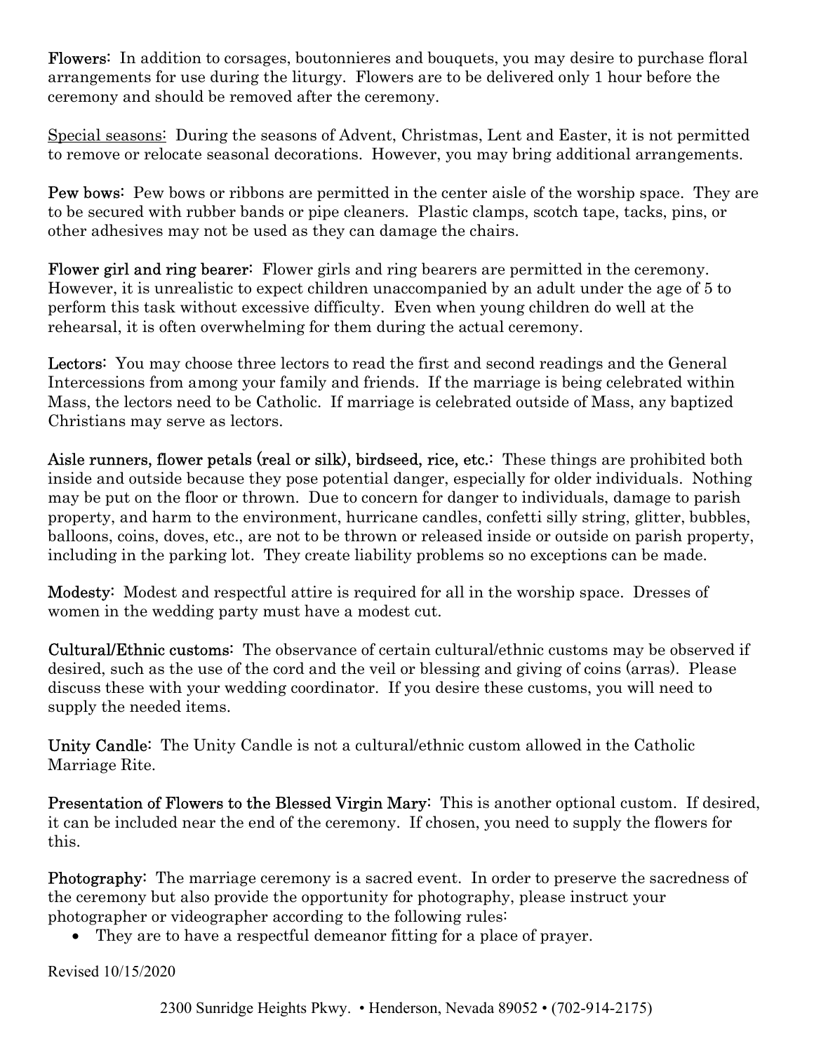**Flowers:** In addition to corsages, boutonnieres and bouquets, you may desire to purchase floral arrangements for use during the liturgy. Flowers are to be delivered only 1 hour before the ceremony and should be removed after the ceremony.

Special seasons: During the seasons of Advent, Christmas, Lent and Easter, it is not permitted to remove or relocate seasonal decorations. However, you may bring additional arrangements.

**Pew bows:** Pew bows or ribbons are permitted in the center aisle of the worship space. They are to be secured with rubber bands or pipe cleaners. Plastic clamps, scotch tape, tacks, pins, or other adhesives may not be used as they can damage the chairs.

**Flower girl and ring bearer:** Flower girls and ring bearers are permitted in the ceremony. However, it is unrealistic to expect children unaccompanied by an adult under the age of 5 to perform this task without excessive difficulty. Even when young children do well at the rehearsal, it is often overwhelming for them during the actual ceremony.

**Lectors:** You may choose three lectors to read the first and second readings and the General Intercessions from among your family and friends. If the marriage is being celebrated within Mass, the lectors need to be Catholic. If marriage is celebrated outside of Mass, any baptized Christians may serve as lectors.

**Aisle runners, flower petals (real or silk), birdseed, rice, etc.:** These things are prohibited both inside and outside because they pose potential danger, especially for older individuals. Nothing may be put on the floor or thrown. Due to concern for danger to individuals, damage to parish property, and harm to the environment, hurricane candles, confetti silly string, glitter, bubbles, balloons, coins, doves, etc., are not to be thrown or released inside or outside on parish property, including in the parking lot. They create liability problems so no exceptions can be made.

**Modesty:** Modest and respectful attire is required for all in the worship space. Dresses of women in the wedding party must have a modest cut.

**Cultural/Ethnic customs:** The observance of certain cultural/ethnic customs may be observed if desired, such as the use of the cord and the veil or blessing and giving of coins (arras). Please discuss these with your wedding coordinator. If you desire these customs, you will need to supply the needed items.

**Unity Candle:** The Unity Candle is not a cultural/ethnic custom allowed in the Catholic Marriage Rite.

**Presentation of Flowers to the Blessed Virgin Mary:** This is another optional custom. If desired, it can be included near the end of the ceremony. If chosen, you need to supply the flowers for this.

**Photography:** The marriage ceremony is a sacred event. In order to preserve the sacredness of the ceremony but also provide the opportunity for photography, please instruct your photographer or videographer according to the following rules:

- They are to have a respectful demeanor fitting for a place of prayer.

Revised 10/15/2020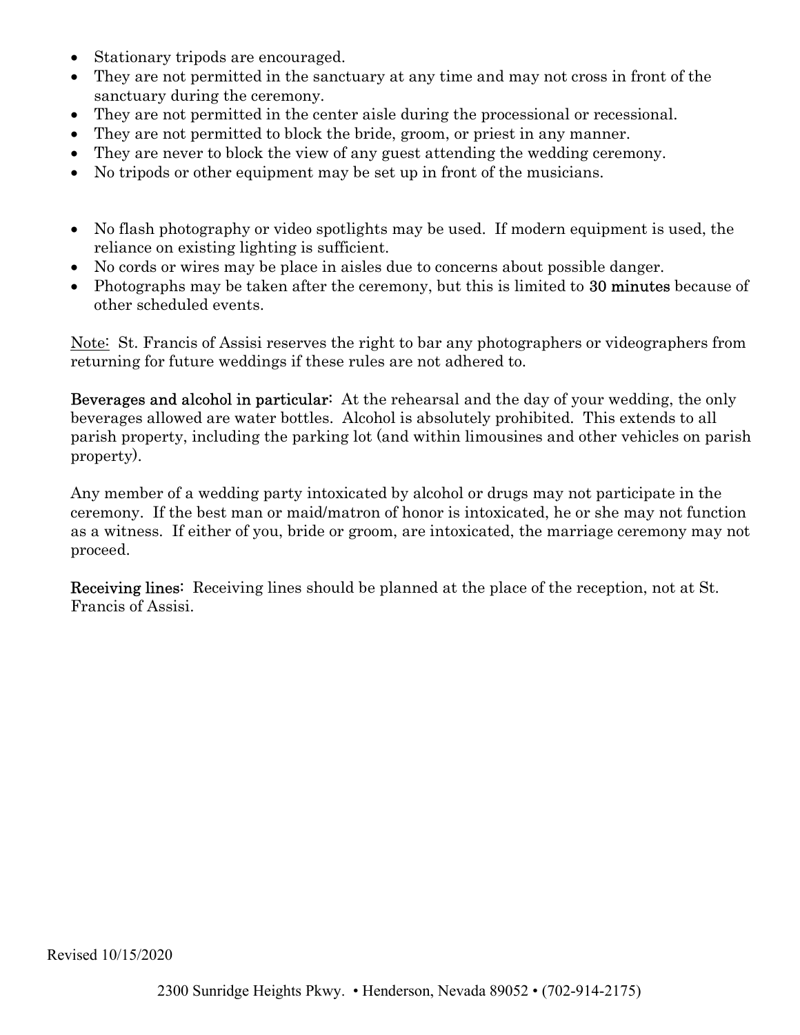- Stationary tripods are encouraged.
- They are not permitted in the sanctuary at any time and may not cross in front of the sanctuary during the ceremony.
- They are not permitted in the center aisle during the processional or recessional.
- They are not permitted to block the bride, groom, or priest in any manner.
- They are never to block the view of any guest attending the wedding ceremony.
- No tripods or other equipment may be set up in front of the musicians.

- No flash photography or video spotlights may be used. If modern equipment is used, the reliance on existing lighting is sufficient.
- No cords or wires may be place in aisles due to concerns about possible danger.
- Photographs may be taken after the ceremony, but this is limited to **30 minutes** because of other scheduled events.

Note: St. Francis of Assisi reserves the right to bar any photographers or videographers from returning for future weddings if these rules are not adhered to.

**Beverages and alcohol in particular:** At the rehearsal and the day of your wedding, the only beverages allowed are water bottles. Alcohol is absolutely prohibited. This extends to all parish property, including the parking lot (and within limousines and other vehicles on parish property).

Any member of a wedding party intoxicated by alcohol or drugs may not participate in the ceremony. If the best man or maid/matron of honor is intoxicated, he or she may not function as a witness. If either of you, bride or groom, are intoxicated, the marriage ceremony may not proceed.

**Receiving lines:** Receiving lines should be planned at the place of the reception, not at St. Francis of Assisi.

Revised 10/15/2020

2300 Sunridge Heights Pkwy. • Henderson, Nevada 89052 • (702-914-2175)